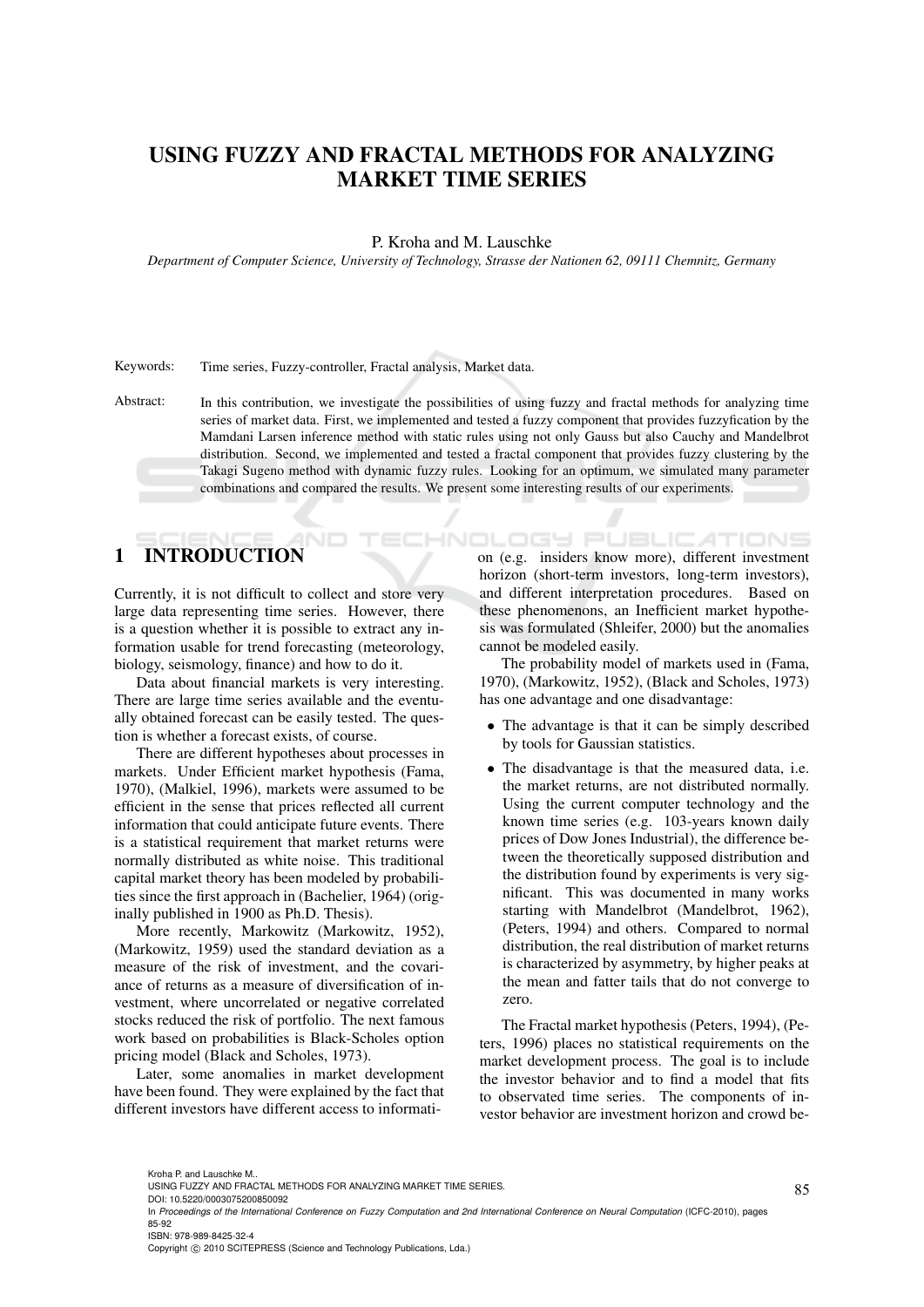# USING FUZZY AND FRACTAL METHODS FOR ANALYZING MARKET TIME SERIES

P. Kroha and M. Lauschke

*Department of Computer Science, University of Technology, Strasse der Nationen 62, 09111 Chemnitz, Germany*

Keywords: Time series, Fuzzy-controller, Fractal analysis, Market data.

Abstract: In this contribution, we investigate the possibilities of using fuzzy and fractal methods for analyzing time series of market data. First, we implemented and tested a fuzzy component that provides fuzzyfication by the Mamdani Larsen inference method with static rules using not only Gauss but also Cauchy and Mandelbrot distribution. Second, we implemented and tested a fractal component that provides fuzzy clustering by the Takagi Sugeno method with dynamic fuzzy rules. Looking for an optimum, we simulated many parameter combinations and compared the results. We present some interesting results of our experiments.

## 1 INTRODUCTION

Currently, it is not difficult to collect and store very large data representing time series. However, there is a question whether it is possible to extract any information usable for trend forecasting (meteorology, biology, seismology, finance) and how to do it.

Data about financial markets is very interesting. There are large time series available and the eventually obtained forecast can be easily tested. The question is whether a forecast exists, of course.

There are different hypotheses about processes in markets. Under Efficient market hypothesis (Fama, 1970), (Malkiel, 1996), markets were assumed to be efficient in the sense that prices reflected all current information that could anticipate future events. There is a statistical requirement that market returns were normally distributed as white noise. This traditional capital market theory has been modeled by probabilities since the first approach in (Bachelier, 1964) (originally published in 1900 as Ph.D. Thesis).

More recently, Markowitz (Markowitz, 1952), (Markowitz, 1959) used the standard deviation as a measure of the risk of investment, and the covariance of returns as a measure of diversification of investment, where uncorrelated or negative correlated stocks reduced the risk of portfolio. The next famous work based on probabilities is Black-Scholes option pricing model (Black and Scholes, 1973).

Later, some anomalies in market development have been found. They were explained by the fact that different investors have different access to information (e.g. insiders know more), different investment horizon (short-term investors, long-term investors), and different interpretation procedures. Based on these phenomenons, an Inefficient market hypothesis was formulated (Shleifer, 2000) but the anomalies cannot be modeled easily.

The probability model of markets used in (Fama, 1970), (Markowitz, 1952), (Black and Scholes, 1973) has one advantage and one disadvantage:

- The advantage is that it can be simply described by tools for Gaussian statistics.
- The disadvantage is that the measured data, i.e. the market returns, are not distributed normally. Using the current computer technology and the known time series (e.g. 103-years known daily prices of Dow Jones Industrial), the difference between the theoretically supposed distribution and the distribution found by experiments is very significant. This was documented in many works starting with Mandelbrot (Mandelbrot, 1962), (Peters, 1994) and others. Compared to normal distribution, the real distribution of market returns is characterized by asymmetry, by higher peaks at the mean and fatter tails that do not converge to zero.

The Fractal market hypothesis (Peters, 1994), (Peters, 1996) places no statistical requirements on the market development process. The goal is to include the investor behavior and to find a model that fits to observed time series. The components of investor behavior are investment horizon and crowd be-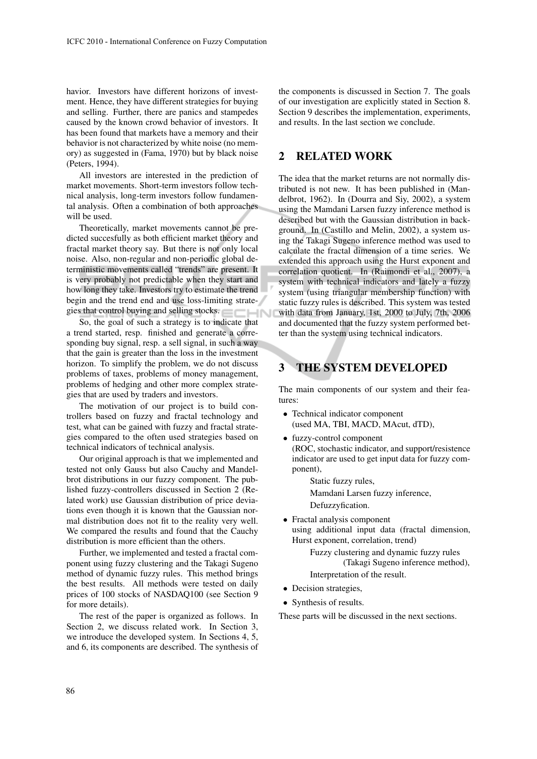havior. Investors have different horizons of investment. Hence, they have different strategies for buying and selling. Further, there are panics and stampedes caused by the known crowd behavior of investors. It has been found that markets have a memory and their behavior is not characterized by white noise (no memory) as suggested in (Fama, 1970) but by black noise (Peters, 1994).

All investors are interested in the prediction of market movements. Short-term investors follow technical analysis, long-term investors follow fundamental analysis. Often a combination of both approaches will be used.

Theoretically, market movements cannot be predicted succesfully as both efficient market theory and fractal market theory say. But there is not only local noise. Also, non-regular and non-periodic global deterministic movements called "trends" are present. It is very probably not predictable when they start and how long they take. Investors try to estimate the trend begin and the trend end and use loss-limiting strategies that control buying and selling stocks.

So, the goal of such a strategy is to indicate that a trend started, resp. finished and generate a corresponding buy signal, resp. a sell signal, in such a way that the gain is greater than the loss in the investment horizon. To simplify the problem, we do not discuss problems of taxes, problems of money management, problems of hedging and other more complex strategies that are used by traders and investors.

The motivation of our project is to build controllers based on fuzzy and fractal technology and test, what can be gained with fuzzy and fractal strategies compared to the often used strategies based on technical indicators of technical analysis.

Our original approach is that we implemented and tested not only Gauss but also Cauchy and Mandelbrot distributions in our fuzzy component. The published fuzzy-controllers discussed in Section 2 (Related work) use Gaussian distribution of price deviations even though it is known that the Gaussian normal distribution does not fit to the reality very well. We compared the results and found that the Cauchy distribution is more efficient than the others.

Further, we implemented and tested a fractal component using fuzzy clustering and the Takagi Sugeno method of dynamic fuzzy rules. This method brings the best results. All methods were tested on daily prices of 100 stocks of NASDAQ100 (see Section 9 for more details).

The rest of the paper is organized as follows. In Section 2, we discuss related work. In Section 3, we introduce the developed system. In Sections 4, 5, and 6, its components are described. The synthesis of the components is discussed in Section 7. The goals of our investigation are explicitly stated in Section 8. Section 9 describes the implementation, experiments, and results. In the last section we conclude.

## 2 RELATED WORK

The idea that the market returns are not normally distributed is not new. It has been published in (Mandelbrot, 1962). In (Dourra and Siy, 2002), a system using the Mamdani Larsen fuzzy inference method is described but with the Gaussian distribution in background. In (Castillo and Melin, 2002), a system using the Takagi Sugeno inference method was used to calculate the fractal dimension of a time series. We extended this approach using the Hurst exponent and correlation quotient. In (Raimondi et al., 2007), a system with technical indicators and lately a fuzzy system (using triangular membership function) with static fuzzy rules is described. This system was tested with data from January, 1st, 2000 to July, 7th, 2006 and documented that the fuzzy system performed better than the system using technical indicators.

## 3 THE SYSTEM DEVELOPED

The main components of our system and their features:

- Technical indicator component
  (used MA, TBI, MACD, MAcut, dTD),
- fuzzy-control component
  (ROC, stochastic indicator, and support/resistence indicator are used to get input data for fuzzy component),
  - Static fuzzy rules,
  - Mamdani Larsen fuzzy inference,
  - Defuzzyfication.
- Fractal analysis component
  using additional input data (fractal dimension, Hurst exponent, correlation, trend)
  - Fuzzy clustering and dynamic fuzzy rules (Takagi Sugeno inference method),
  - Interpretation of the result.
- Decision strategies,
- Synthesis of results.

These parts will be discussed in the next sections.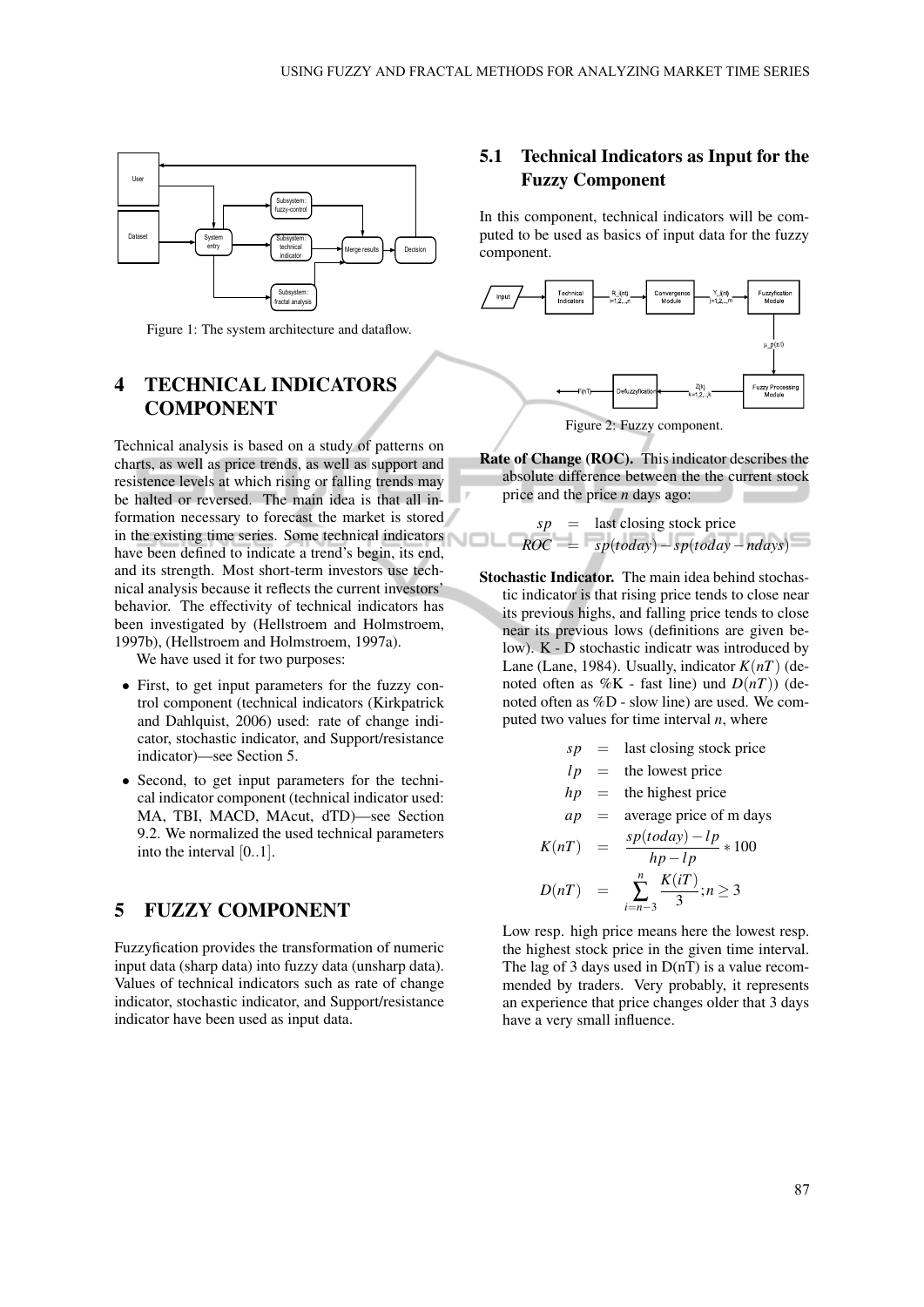Figure 1: The system architecture and dataflow.

# 4 TECHNICAL INDICATORS COMPONENT

Technical analysis is based on a study of patterns on charts, as well as price trends, as well as support and resistence levels at which rising or falling trends may be halted or reversed. The main idea is that all information necessary to forecast the market is stored in the existing time series. Some technical indicators have been defined to indicate a trend's begin, its end, and its strength. Most short-term investors use technical analysis because it reflects the current investors' behavior. The effectivity of technical indicators has been investigated by (Hellstroem and Holmstroem, 1997b), (Hellstroem and Holmstroem, 1997a).

We have used it for two purposes:

- First, to get input parameters for the fuzzy control component (technical indicators (Kirkpatrick and Dahlquist, 2006) used: rate of change indicator, stochastic indicator, and Support/resistance indicator)—see Section 5.
- Second, to get input parameters for the technical indicator component (technical indicator used: MA, TBI, MACD, MAcut, dTD)—see Section 9.2. We normalized the used technical parameters into the interval [0..1].

# 5 FUZZY COMPONENT

Fuzzyfication provides the transformation of numeric input data (sharp data) into fuzzy data (unsharp data). Values of technical indicators such as rate of change indicator, stochastic indicator, and Support/resistance indicator have been used as input data.

## 5.1 Technical Indicators as Input for the Fuzzy Component

In this component, technical indicators will be computed to be used as basics of input data for the fuzzy component.

Figure 2: Fuzzy component.

**Rate of Change (ROC).** This indicator describes the absolute difference between the the current stock price and the price *n* days ago:

$$
\begin{aligned}
sp &= \text{last closing stock price} \\
ROC &= sp(today) - sp(today - ndays)
\end{aligned}
$$

**Stochastic Indicator.** The main idea behind stochastic indicator is that rising price tends to close near its previous highs, and falling price tends to close near its previous lows (definitions are given below). K - D stochastic indicatr was introduced by Lane (Lane, 1984). Usually, indicator $K(nT)$ (denoted often as %K - fast line) und $D(nT)$) (denoted often as %D - slow line) are used. We computed two values for time interval $n$, where

$$
\begin{aligned}
sp &= \text{last closing stock price} \\
lp &= \text{the lowest price} \\
hp &= \text{the highest price} \\
ap &= \text{average price of m days} \\
K(nT) &= \frac{sp(today) - lp}{hp - lp} * 100 \\
D(nT) &= \sum_{i=n-3}^{n} \frac{K(iT)}{3}; n \geq 3
\end{aligned}
$$

Low resp. high price means here the lowest resp. the highest stock price in the given time interval. The lag of 3 days used in D(nT) is a value recommended by traders. Very probably, it represents an experience that price changes older that 3 days have a very small influence.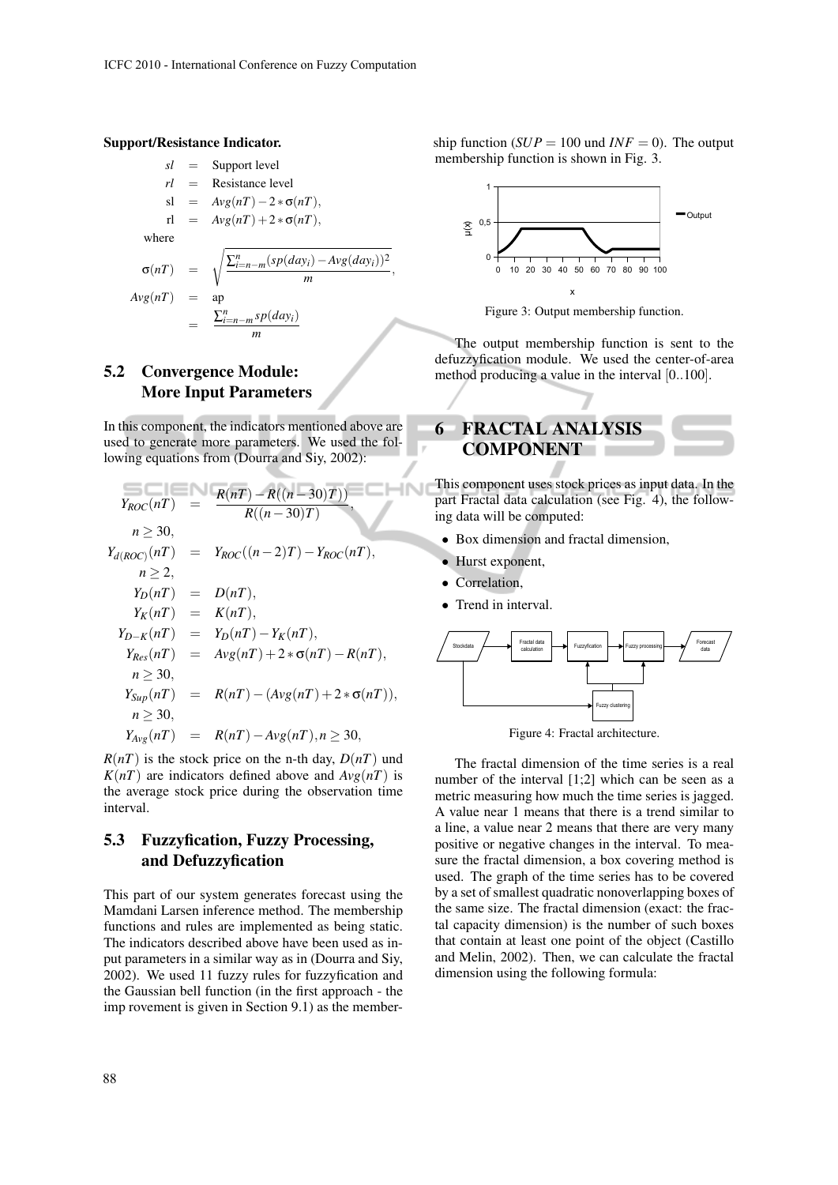**Support/Resistance Indicator.**

$$
\begin{aligned}
sl &= \text{Support level} \\
rl &= \text{Resistance level} \\
\text{sl} &= Avg(nT) - 2 * \sigma(nT), \\
\text{rl} &= Avg(nT) + 2 * \sigma(nT),
\end{aligned}
$$

where

$$
\begin{aligned}
\sigma(nT) &= \sqrt{\frac{\sum_{i=n-m}^{n} (sp(day_i) - Avg(day_i))^2}{m}}, \\
Avg(nT) &= \text{ap} \\
&= \frac{\sum_{i=n-m}^{n} sp(day_i)}{m}
\end{aligned}
$$

### 5.2 Convergence Module: More Input Parameters

In this component, the indicators mentioned above are used to generate more parameters. We used the following equations from (Dourra and Siy, 2002):

$$
\begin{aligned}
Y_{ROC}(nT) &= \frac{R(nT) - R((n-30)T))}{R((n-30)T)}, \\
n &\geq 30, \\
Y_{d(ROC)}(nT) &= Y_{ROC}((n-2)T) - Y_{ROC}(nT), \\
n &\geq 2, \\
Y_D(nT) &= D(nT), \\
Y_K(nT) &= K(nT), \\
Y_{D-K}(nT) &= Y_D(nT) - Y_K(nT), \\
Y_{Res}(nT) &= Avg(nT) + 2 * \sigma(nT) - R(nT), \\
n &\geq 30, \\
Y_{Sup}(nT) &= R(nT) - (Avg(nT) + 2 * \sigma(nT)), \\
n &\geq 30, \\
Y_{Avg}(nT) &= R(nT) - Avg(nT), n \geq 30,
\end{aligned}
$$

$R(nT)$ is the stock price on the n-th day, $D(nT)$ und $K(nT)$ are indicators defined above and $Avg(nT)$ is the average stock price during the observation time interval.

### 5.3 Fuzzyfication, Fuzzy Processing, and Defuzzyfication

This part of our system generates forecast using the Mamdani Larsen inference method. The membership functions and rules are implemented as being static. The indicators described above have been used as input parameters in a similar way as in (Dourra and Siy, 2002). We used 11 fuzzy rules for fuzzyfication and the Gaussian bell function (in the first approach - the imp rovement is given in Section 9.1) as the membership function ($SUP = 100$ und $INF = 0$). The output membership function is shown in Fig. 3.

Figure 3: Output membership function.

The output membership function is sent to the defuzzyfication module. We used the center-of-area method producing a value in the interval [0..100].

## 6 FRACTAL ANALYSIS COMPONENT

This component uses stock prices as input data. In the part Fractal data calculation (see Fig. 4), the following data will be computed:

- Box dimension and fractal dimension,
- Hurst exponent,
- Correlation,
- Trend in interval.

Figure 4: Fractal architecture.

The fractal dimension of the time series is a real number of the interval [1;2] which can be seen as a metric measuring how much the time series is jagged. A value near 1 means that there is a trend similar to a line, a value near 2 means that there are very many positive or negative changes in the interval. To measure the fractal dimension, a box covering method is used. The graph of the time series has to be covered by a set of smallest quadratic nonoverlapping boxes of the same size. The fractal dimension (exact: the fractal capacity dimension) is the number of such boxes that contain at least one point of the object (Castillo and Melin, 2002). Then, we can calculate the fractal dimension using the following formula: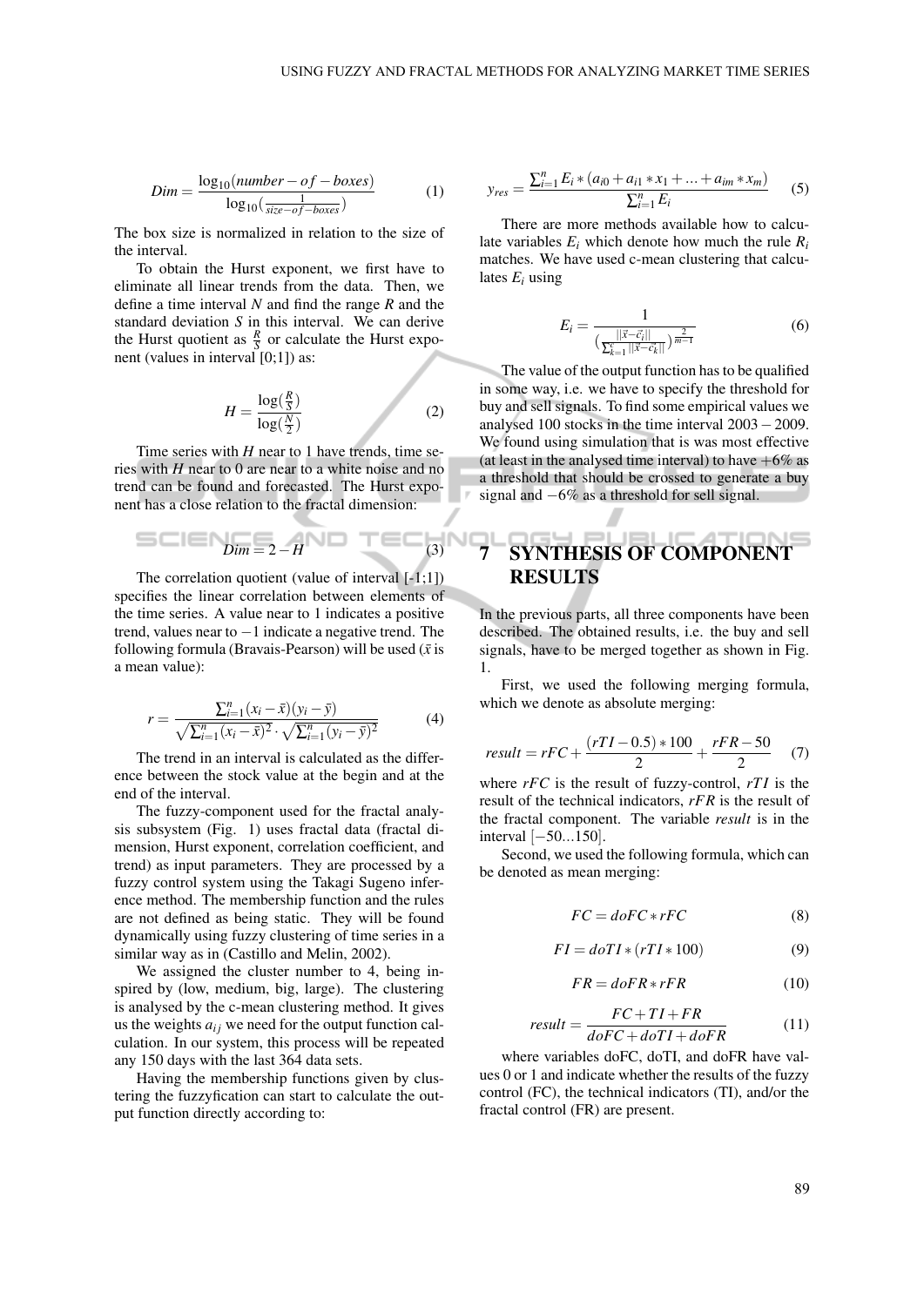$$Dim = \frac{\log_{10}(number-of-boxes)}{\log_{10}(\frac{1}{size-of-boxes})} \quad (1)$$

The box size is normalized in relation to the size of the interval.

To obtain the Hurst exponent, we first have to eliminate all linear trends from the data. Then, we define a time interval $N$ and find the range $R$ and the standard deviation $S$ in this interval. We can derive the Hurst quotient as $\frac{R}{S}$ or calculate the Hurst exponent (values in interval [0;1]) as:

$$H = \frac{\log(\frac{R}{S})}{\log(\frac{N}{2})} \quad (2)$$

Time series with $H$ near to 1 have trends, time series with $H$ near to 0 are near to a white noise and no trend can be found and forecasted. The Hurst exponent has a close relation to the fractal dimension:

$$Dim = 2 - H \quad (3)$$

The correlation quotient (value of interval [-1;1]) specifies the linear correlation between elements of the time series. A value near to 1 indicates a positive trend, values near to $-1$ indicate a negative trend. The following formula (Bravais-Pearson) will be used ($\bar{x}$ is a mean value):

$$r = \frac{\sum_{i=1}^{n}(x_i - \bar{x})(y_i - \bar{y})}{\sqrt{\sum_{i=1}^{n}(x_i - \bar{x})^2} \cdot \sqrt{\sum_{i=1}^{n}(y_i - \bar{y})^2}} \quad (4)$$

The trend in an interval is calculated as the difference between the stock value at the begin and at the end of the interval.

The fuzzy-component used for the fractal analysis subsystem (Fig. 1) uses fractal data (fractal dimension, Hurst exponent, correlation coefficient, and trend) as input parameters. They are processed by a fuzzy control system using the Takagi Sugeno inference method. The membership function and the rules are not defined as being static. They will be found dynamically using fuzzy clustering of time series in a similar way as in (Castillo and Melin, 2002).

We assigned the cluster number to 4, being inspired by (low, medium, big, large). The clustering is analysed by the c-mean clustering method. It gives us the weights $a_{ij}$ we need for the output function calculation. In our system, this process will be repeated any 150 days with the last 364 data sets.

Having the membership functions given by clustering the fuzzyfication can start to calculate the output function directly according to:

$$y_{res} = \frac{\sum_{i=1}^{n} E_i * (a_{i0} + a_{i1} * x_1 + ... + a_{im} * x_m)}{\sum_{i=1}^{n} E_i} \quad (5)$$

There are more methods available how to calculate variables $E_i$ which denote how much the rule $R_i$ matches. We have used c-mean clustering that calculates $E_i$ using

$$E_i = \frac{1}{(\frac{||\vec{x} - \vec{c_i}||}{\sum_{k=1}^{c} ||\vec{x} - \vec{c_k}||})^{\frac{2}{m-1}}} \quad (6)$$

The value of the output function has to be qualified in some way, i.e. we have to specify the threshold for buy and sell signals. To find some empirical values we analysed 100 stocks in the time interval $2003-2009$. We found using simulation that is was most effective (at least in the analysed time interval) to have $+6\%$ as a threshold that should be crossed to generate a buy signal and $-6\%$ as a threshold for sell signal.

## 7 SYNTHESIS OF COMPONENT RESULTS

In the previous parts, all three components have been described. The obtained results, i.e. the buy and sell signals, have to be merged together as shown in Fig. 1.

First, we used the following merging formula, which we denote as absolute merging:

$$result = rFC + \frac{(rTI - 0.5) * 100}{2} + \frac{rFR - 50}{2} \quad (7)$$

where *rFC* is the result of fuzzy-control, $rTI$ is the result of the technical indicators, *rFR* is the result of the fractal component. The variable *result* is in the interval $[-50...150]$.

Second, we used the following formula, which can be denoted as mean merging:

$$FC = doFC * rFC \quad (8)$$

$$FI = doTI * (rTI * 100) \quad (9)$$

$$FR = doFR * rFR \quad (10)$$

$$result = \frac{FC + TI + FR}{doFC + doTI + doFR} \quad (11)$$

where variables doFC, doTI, and doFR have values 0 or 1 and indicate whether the results of the fuzzy control (FC), the technical indicators (TI), and/or the fractal control (FR) are present.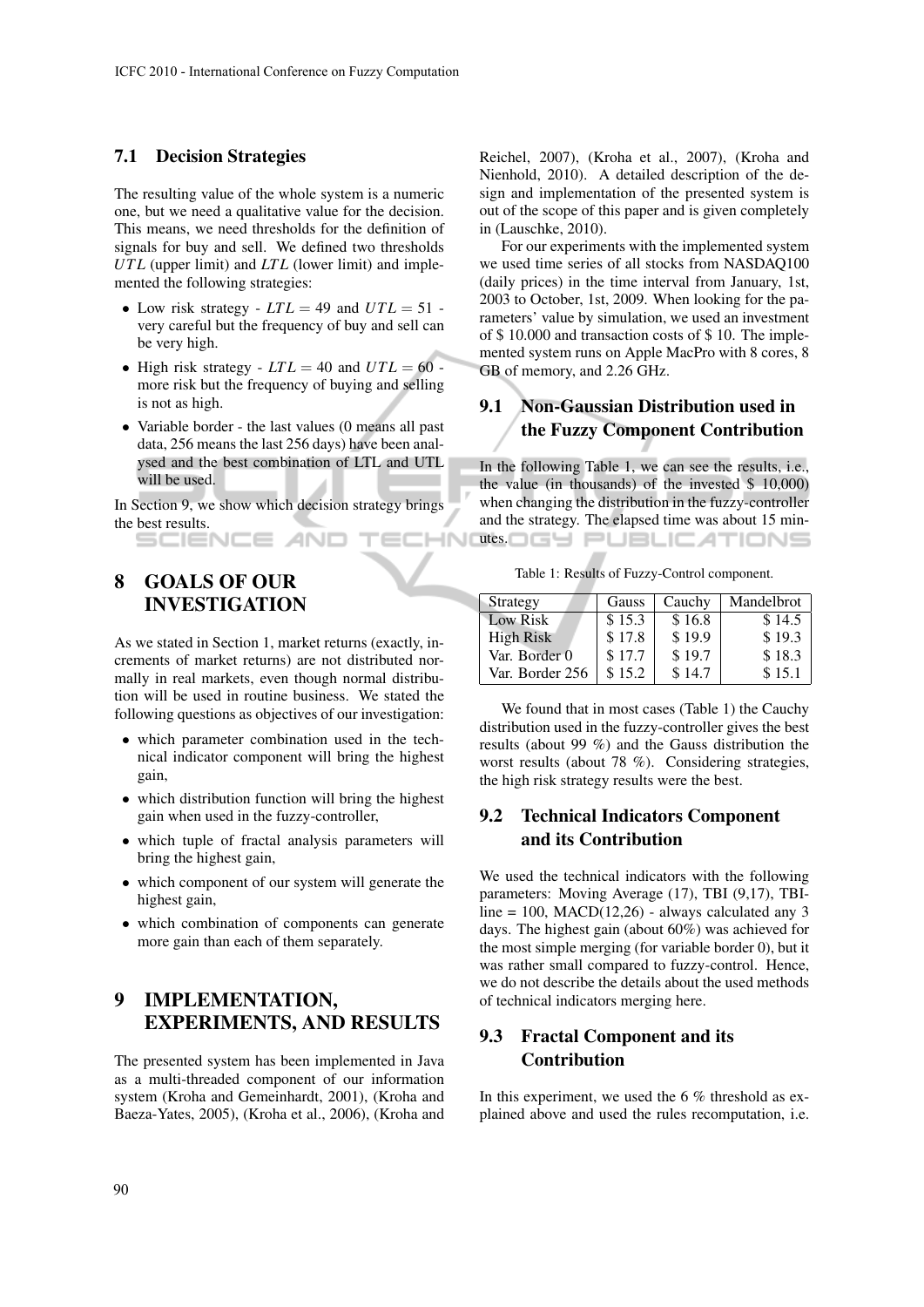### 7.1 Decision Strategies

The resulting value of the whole system is a numeric one, but we need a qualitative value for the decision. This means, we need thresholds for the definition of signals for buy and sell. We defined two thresholds $UTL$ (upper limit) and $LTL$ (lower limit) and implemented the following strategies:

- Low risk strategy - $LTL = 49$ and $UTL = 51$ - very careful but the frequency of buy and sell can be very high.
- High risk strategy - $LTL = 40$ and $UTL = 60$ - more risk but the frequency of buying and selling is not as high.
- Variable border - the last values (0 means all past data, 256 means the last 256 days) have been analysed and the best combination of LTL and UTL will be used.

In Section 9, we show which decision strategy brings the best results.

## 8 GOALS OF OUR INVESTIGATION

As we stated in Section 1, market returns (exactly, increments of market returns) are not distributed normally in real markets, even though normal distribution will be used in routine business. We stated the following questions as objectives of our investigation:

- which parameter combination used in the technical indicator component will bring the highest gain,
- which distribution function will bring the highest gain when used in the fuzzy-controller,
- which tuple of fractal analysis parameters will bring the highest gain,
- which component of our system will generate the highest gain,
- which combination of components can generate more gain than each of them separately.

## 9 IMPLEMENTATION, EXPERIMENTS, AND RESULTS

The presented system has been implemented in Java as a multi-threaded component of our information system (Kroha and Gemeinhardt, 2001), (Kroha and Baeza-Yates, 2005), (Kroha et al., 2006), (Kroha and Reichel, 2007), (Kroha et al., 2007), (Kroha and Nienhold, 2010). A detailed description of the design and implementation of the presented system is out of the scope of this paper and is given completely in (Lauschke, 2010).

For our experiments with the implemented system we used time series of all stocks from NASDAQ100 (daily prices) in the time interval from January, 1st, 2003 to October, 1st, 2009. When looking for the parameters' value by simulation, we used an investment of \$ 10.000 and transaction costs of \$ 10. The implemented system runs on Apple MacPro with 8 cores, 8 GB of memory, and 2.26 GHz.

### 9.1 Non-Gaussian Distribution used in the Fuzzy Component Contribution

In the following Table 1, we can see the results, i.e., the value (in thousands) of the invested \$ 10,000) when changing the distribution in the fuzzy-controller and the strategy. The elapsed time was about 15 minutes.

Table 1: Results of Fuzzy-Control component.

| Strategy | Gauss | Cauchy | Mandelbrot |
|---|---|---|---|
| Low Risk | \$ 15.3 | \$ 16.8 | \$ 14.5 |
| High Risk | \$ 17.8 | \$ 19.9 | \$ 19.3 |
| Var. Border 0 | \$ 17.7 | \$ 19.7 | \$ 18.3 |
| Var. Border 256 | \$ 15.2 | \$ 14.7 | \$ 15.1 |

We found that in most cases (Table 1) the Cauchy distribution used in the fuzzy-controller gives the best results (about 99 %) and the Gauss distribution the worst results (about 78 %). Considering strategies, the high risk strategy results were the best.

### 9.2 Technical Indicators Component and its Contribution

We used the technical indicators with the following parameters: Moving Average (17), TBI (9,17), TBI-line = 100, MACD(12,26) - always calculated any 3 days. The highest gain (about 60%) was achieved for the most simple merging (for variable border 0), but it was rather small compared to fuzzy-control. Hence, we do not describe the details about the used methods of technical indicators merging here.

### 9.3 Fractal Component and its Contribution

In this experiment, we used the 6 % threshold as explained above and used the rules recomputation, i.e.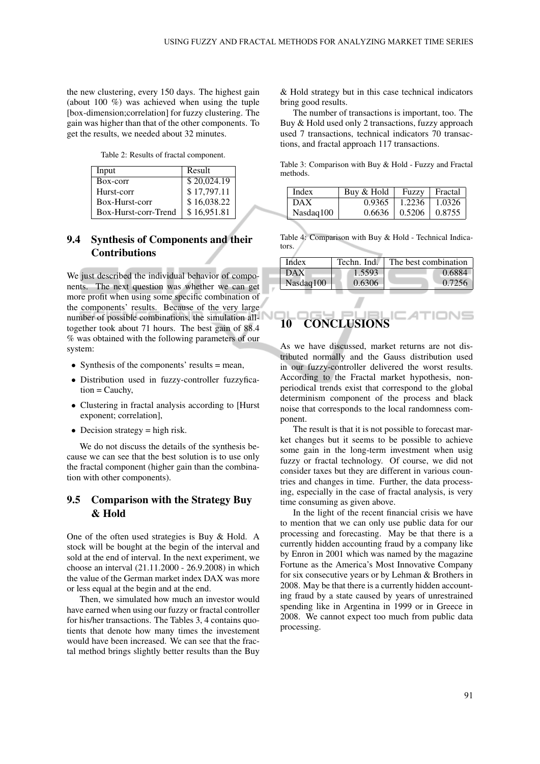the new clustering, every 150 days. The highest gain (about 100 %) was achieved when using the tuple [box-dimension;correlation] for fuzzy clustering. The gain was higher than that of the other components. To get the results, we needed about 32 minutes.

Table 2: Results of fractal component.

| Input | Result |
|---|---|
| Box-corr | $ 20,024.19 |
| Hurst-corr | $ 17,797.11 |
| Box-Hurst-corr | $ 16,038.22 |
| Box-Hurst-corr-Trend | $ 16,951.81 |

### 9.4 Synthesis of Components and their Contributions

We just described the individual behavior of components. The next question was whether we can get more profit when using some specific combination of the components' results. Because of the very large number of possible combinations, the simulation alltogether took about 71 hours. The best gain of 88.4 % was obtained with the following parameters of our system:

- Synthesis of the components' results = mean,
- Distribution used in fuzzy-controller fuzzyfication = Cauchy,
- Clustering in fractal analysis according to [Hurst exponent; correlation],
- Decision strategy = high risk.

We do not discuss the details of the synthesis because we can see that the best solution is to use only the fractal component (higher gain than the combination with other components).

### 9.5 Comparison with the Strategy Buy & Hold

One of the often used strategies is Buy & Hold. A stock will be bought at the begin of the interval and sold at the end of interval. In the next experiment, we choose an interval (21.11.2000 - 26.9.2008) in which the value of the German market index DAX was more or less equal at the begin and at the end.

Then, we simulated how much an investor would have earned when using our fuzzy or fractal controller for his/her transactions. The Tables 3, 4 contains quotients that denote how many times the investement would have been increased. We can see that the fractal method brings slightly better results than the Buy & Hold strategy but in this case technical indicators bring good results.

The number of transactions is important, too. The Buy & Hold used only 2 transactions, fuzzy approach used 7 transactions, technical indicators 70 transactions, and fractal approach 117 transactions.

Table 3: Comparison with Buy & Hold - Fuzzy and Fractal methods.

| Index | Buy & Hold | Fuzzy | Fractal |
|---|---|---|---|
| DAX | 0.9365 | 1.2236 | 1.0326 |
| Nasdaq100 | 0.6636 | 0.5206 | 0.8755 |

Table 4: Comparison with Buy & Hold - Technical Indicators.

| Index | Techn. Ind. | The best combination |
|---|---|---|
| DAX | 1.5593 | 0.6884 |
| Nasdaq100 | 0.6306 | 0.7256 |

## 10 CONCLUSIONS

As we have discussed, market returns are not distributed normally and the Gauss distribution used in our fuzzy-controller delivered the worst results. According to the Fractal market hypothesis, nonperiodical trends exist that correspond to the global determinism component of the process and black noise that corresponds to the local randomness component.

The result is that it is not possible to forecast market changes but it seems to be possible to achieve some gain in the long-term investment when usig fuzzy or fractal technology. Of course, we did not consider taxes but they are different in various countries and changes in time. Further, the data processing, especially in the case of fractal analysis, is very time consuming as given above.

In the light of the recent financial crisis we have to mention that we can only use public data for our processing and forecasting. May be that there is a currently hidden accounting fraud by a company like by Enron in 2001 which was named by the magazine Fortune as the America's Most Innovative Company for six consecutive years or by Lehman & Brothers in 2008. May be that there is a currently hidden accounting fraud by a state caused by years of unrestrained spending like in Argentina in 1999 or in Greece in 2008. We cannot expect too much from public data processing.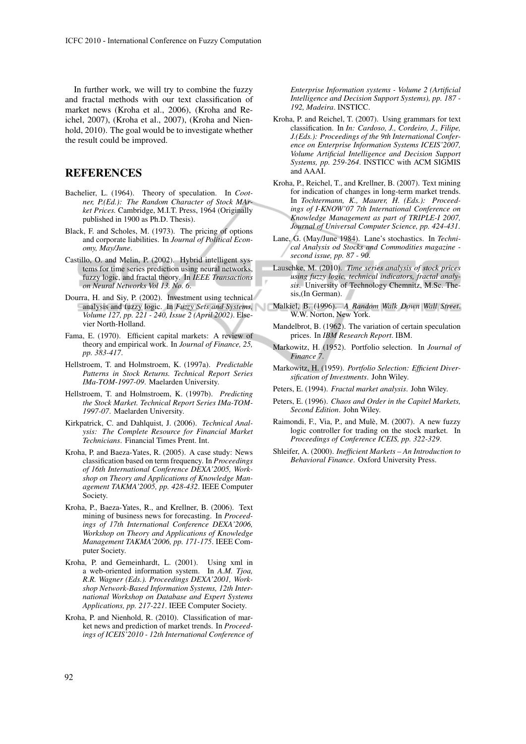In further work, we will try to combine the fuzzy and fractal methods with our text classification of market news (Kroha et al., 2006), (Kroha and Reichel, 2007), (Kroha et al., 2007), (Kroha and Nienhold, 2010). The goal would be to investigate whether the result could be improved.

## REFERENCES

Bachelier, L. (1964). Theory of speculation. In *Cootner, P.(Ed.): The Random Character of Stock MArket Prices.* Cambridge, M.I.T. Press, 1964 (Originally published in 1900 as Ph.D. Thesis).

Black, F. and Scholes, M. (1973). The pricing of options and corporate liabilities. In *Journal of Political Economy, May/June*.

Castillo, O. and Melin, P. (2002). Hybrid intelligent systems for time series prediction using neural networks, fuzzy logic, and fractal theory. In *IEEE Transactions on Neural Networks Vol 13. No. 6*.

Dourra, H. and Siy, P. (2002). Investment using technical analysis and fuzzy logic. In *Fuzzy Sets and Systems, Volume 127, pp. 221 - 240, Issue 2 (April 2002)*. Elsevier North-Holland.

Fama, E. (1970). Efficient capital markets: A review of theory and empirical work. In *Journal of Finance, 25, pp. 383-417*.

Hellstroem, T. and Holmstroem, K. (1997a). *Predictable Patterns in Stock Returns. Technical Report Series IMa-TOM-1997-09*. Maelarden University.

Hellstroem, T. and Holmstroem, K. (1997b). *Predicting the Stock Market. Technical Report Series IMa-TOM-1997-07*. Maelarden University.

Kirkpatrick, C. and Dahlquist, J. (2006). *Technical Analysis: The Complete Resource for Financial Market Technicians*. Financial Times Prent. Int.

Kroha, P. and Baeza-Yates, R. (2005). A case study: News classification based on term frequency. In *Proceedings of 16th International Conference DEXA'2005, Workshop on Theory and Applications of Knowledge Management TAKMA'2005, pp. 428-432*. IEEE Computer Society.

Kroha, P., Baeza-Yates, R., and Krellner, B. (2006). Text mining of business news for forecasting. In *Proceedings of 17th International Conference DEXA'2006, Workshop on Theory and Applications of Knowledge Management TAKMA'2006, pp. 171-175*. IEEE Computer Society.

Kroha, P. and Gemeinhardt, L. (2001). Using xml in a web-oriented information system. In *A.M. Tjoa, R.R. Wagner (Eds.). Proceedings DEXA'2001, Workshop Network-Based Information Systems, 12th International Workshop on Database and Expert Systems Applications, pp. 217-221*. IEEE Computer Society.

Kroha, P. and Nienhold, R. (2010). Classification of market news and prediction of market trends. In *Proceedings of ICEIS'2010 - 12th International Conference of Enterprise Information systems - Volume 2 (Artificial Intelligence and Decision Support Systems), pp. 187 - 192, Madeira*. INSTICC.

Kroha, P. and Reichel, T. (2007). Using grammars for text classification. In *In: Cardoso, J., Cordeiro, J., Filipe, J.(Eds.): Proceedings of the 9th International Conference on Enterprise Information Systems ICEIS'2007, Volume Artificial Intelligence and Decision Support Systems, pp. 259-264*. INSTICC with ACM SIGMIS and AAAI.

Kroha, P., Reichel, T., and Krellner, B. (2007). Text mining for indication of changes in long-term market trends. In *Tochtermann, K., Maurer, H. (Eds.): Proceedings of I-KNOW'07 7th International Conference on Knowledge Management as part of TRIPLE-I 2007, Journal of Universal Computer Science, pp. 424-431*.

Lane, G. (May/June 1984). Lane's stochastics. In *Technical Analysis od Stocks and Commodities magazine - second issue, pp. 87 - 90*.

Lauschke, M. (2010). *Time series analysis of stock prices using fuzzy logic, technical indicators, fractal analysis*. University of Technology Chemnitz, M.Sc. Thesis,(In German).

Malkiel, B. (1996). *A Random Walk Down Wall Street*. W.W. Norton, New York.

Mandelbrot, B. (1962). The variation of certain speculation prices. In *IBM Research Report*. IBM.

Markowitz, H. (1952). Portfolio selection. In *Journal of Finance 7*.

Markowitz, H. (1959). *Portfolio Selection: Efficient Diversification of Investments*. John Wiley.

Peters, E. (1994). *Fractal market analysis*. John Wiley.

Peters, E. (1996). *Chaos and Order in the Capitel Markets, Second Edition*. John Wiley.

Raimondi, F., Via, P., and Mulè, M. (2007). A new fuzzy logic controller for trading on the stock market. In *Proceedings of Conference ICEIS, pp. 322-329*.

Shleifer, A. (2000). *Inefficient Markets – An Introduction to Behavioral Finance*. Oxford University Press.